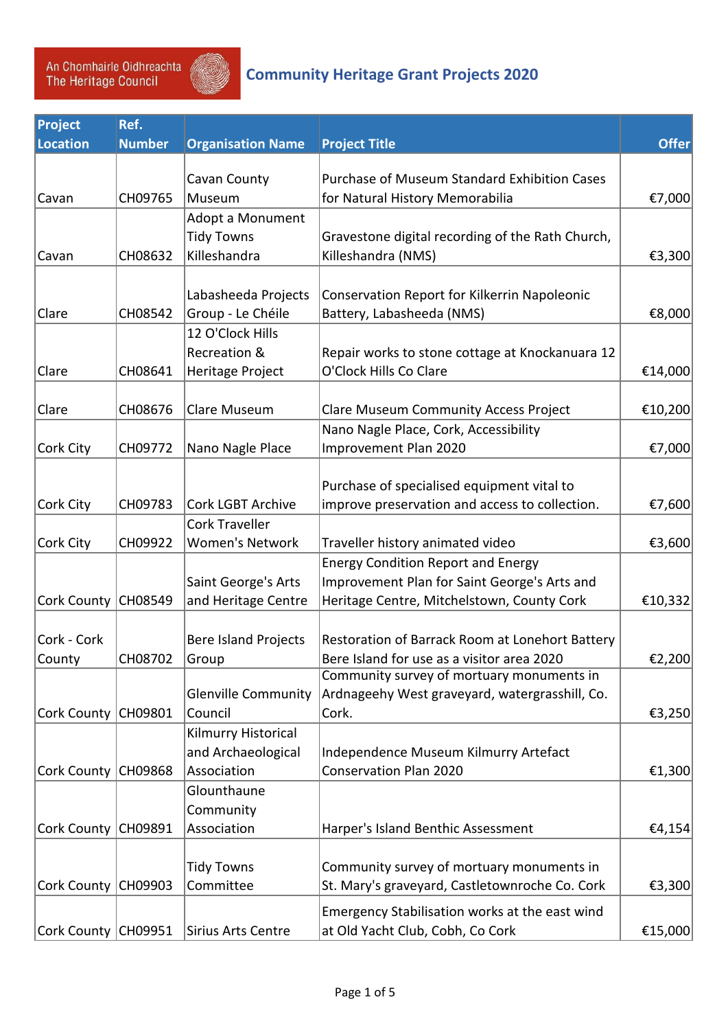An Chomhairle Oidhreachta
The Heritage Council

# Community Heritage Grant Projects 2020

| Project Location | Ref. Number | Organisation Name | Project Title | Offer |
|---|---|---|---|---|
| Cavan | CH09765 | Cavan County Museum | Purchase of Museum Standard Exhibition Cases for Natural History Memorabilia | €7,000 |
| Cavan | CH08632 | Adopt a Monument Tidy Towns Killeshandra | Gravestone digital recording of the Rath Church, Killeshandra (NMS) | €3,300 |
| Clare | CH08542 | Labasheeda Projects Group - Le Chéile | Conservation Report for Kilkerrin Napoleonic Battery, Labasheeda (NMS) | €8,000 |
| Clare | CH08641 | 12 O'Clock Hills Recreation & Heritage Project | Repair works to stone cottage at Knockanuara 12 O'Clock Hills Co Clare | €14,000 |
| Clare | CH08676 | Clare Museum | Clare Museum Community Access Project | €10,200 |
| Cork City | CH09772 | Nano Nagle Place | Nano Nagle Place, Cork, Accessibility Improvement Plan 2020 | €7,000 |
| Cork City | CH09783 | Cork LGBT Archive | Purchase of specialised equipment vital to improve preservation and access to collection. | €7,600 |
| Cork City | CH09922 | Cork Traveller Women's Network | Traveller history animated video | €3,600 |
| Cork County | CH08549 | Saint George's Arts and Heritage Centre | Energy Condition Report and Energy Improvement Plan for Saint George's Arts and Heritage Centre, Mitchelstown, County Cork | €10,332 |
| Cork - Cork County | CH08702 | Bere Island Projects Group | Restoration of Barrack Room at Lonehort Battery Bere Island for use as a visitor area 2020 | €2,200 |
| Cork County | CH09801 | Glenville Community Council | Community survey of mortuary monuments in Ardnageehy West graveyard, watergrasshill, Co. Cork. | €3,250 |
| Cork County | CH09868 | Kilmurry Historical and Archaeological Association | Independence Museum Kilmurry Artefact Conservation Plan 2020 | €1,300 |
| Cork County | CH09891 | Glounthaune Community Association | Harper's Island Benthic Assessment | €4,154 |
| Cork County | CH09903 | Tidy Towns Committee | Community survey of mortuary monuments in St. Mary's graveyard, Castletownroche Co. Cork | €3,300 |
| Cork County | CH09951 | Sirius Arts Centre | Emergency Stabilisation works at the east wind at Old Yacht Club, Cobh, Co Cork | €15,000 |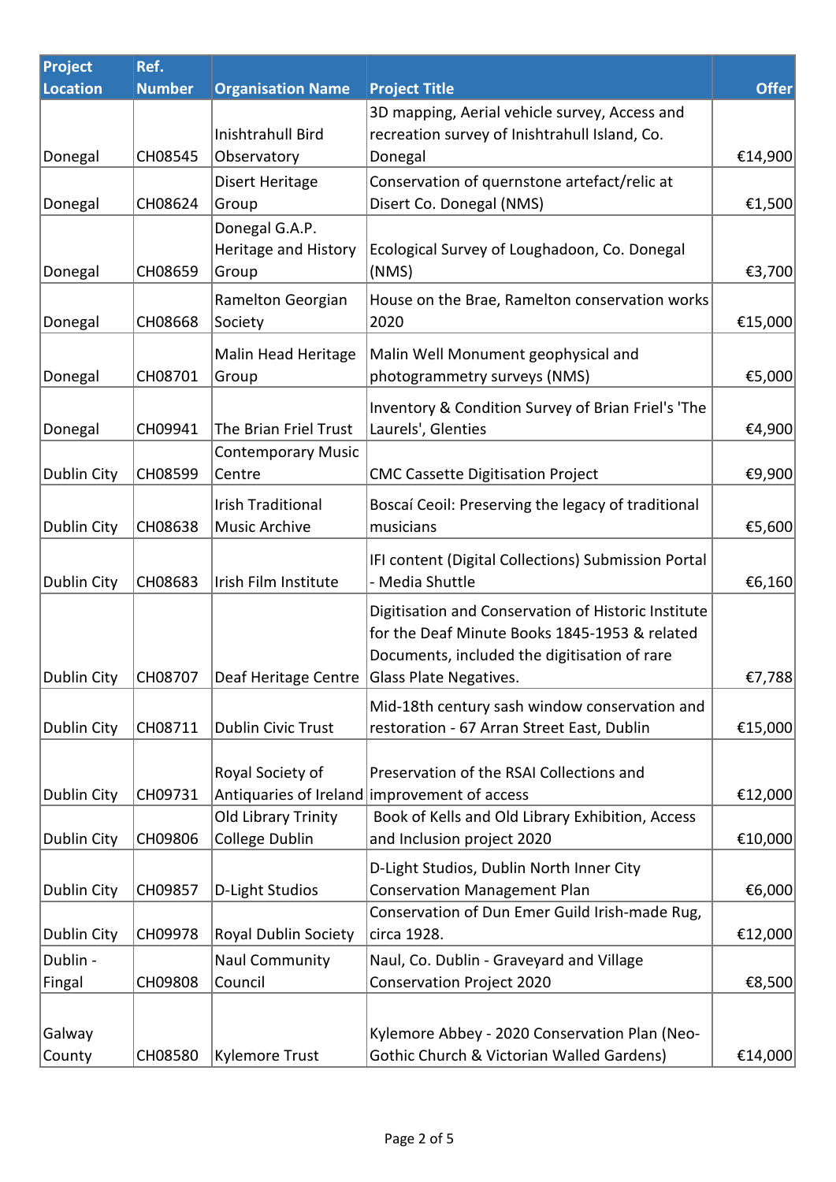| Project Location | Ref. Number | Organisation Name | Project Title | Offer |
|---|---|---|---|---|
| Donegal | CH08545 | Inishtrahull Bird Observatory | 3D mapping, Aerial vehicle survey, Access and recreation survey of Inishtrahull Island, Co. Donegal | €14,900 |
| Donegal | CH08624 | Disert Heritage Group | Conservation of quernstone artefact/relic at Disert Co. Donegal (NMS) | €1,500 |
| Donegal | CH08659 | Donegal G.A.P. Heritage and History Group | Ecological Survey of Loughadoon, Co. Donegal (NMS) | €3,700 |
| Donegal | CH08668 | Ramelton Georgian Society | House on the Brae, Ramelton conservation works 2020 | €15,000 |
| Donegal | CH08701 | Malin Head Heritage Group | Malin Well Monument geophysical and photogrammetry surveys (NMS) | €5,000 |
| Donegal | CH09941 | The Brian Friel Trust | Inventory & Condition Survey of Brian Friel's 'The Laurels', Glenties | €4,900 |
| Dublin City | CH08599 | Contemporary Music Centre | CMC Cassette Digitisation Project | €9,900 |
| Dublin City | CH08638 | Irish Traditional Music Archive | Boscaí Ceoil: Preserving the legacy of traditional musicians | €5,600 |
| Dublin City | CH08683 | Irish Film Institute | IFI content (Digital Collections) Submission Portal - Media Shuttle | €6,160 |
| Dublin City | CH08707 | Deaf Heritage Centre | Digitisation and Conservation of Historic Institute for the Deaf Minute Books 1845-1953 & related Documents, included the digitisation of rare Glass Plate Negatives. | €7,788 |
| Dublin City | CH08711 | Dublin Civic Trust | Mid-18th century sash window conservation and restoration - 67 Arran Street East, Dublin | €15,000 |
| Dublin City | CH09731 | Royal Society of Antiquaries of Ireland | Preservation of the RSAI Collections and improvement of access | €12,000 |
| Dublin City | CH09806 | Old Library Trinity College Dublin | Book of Kells and Old Library Exhibition, Access and Inclusion project 2020 | €10,000 |
| Dublin City | CH09857 | D-Light Studios | D-Light Studios, Dublin North Inner City Conservation Management Plan | €6,000 |
| Dublin City | CH09978 | Royal Dublin Society | Conservation of Dun Emer Guild Irish-made Rug, circa 1928. | €12,000 |
| Dublin - Fingal | CH09808 | Naul Community Council | Naul, Co. Dublin - Graveyard and Village Conservation Project 2020 | €8,500 |
| Galway County | CH08580 | Kylemore Trust | Kylemore Abbey - 2020 Conservation Plan (Neo-Gothic Church & Victorian Walled Gardens) | €14,000 |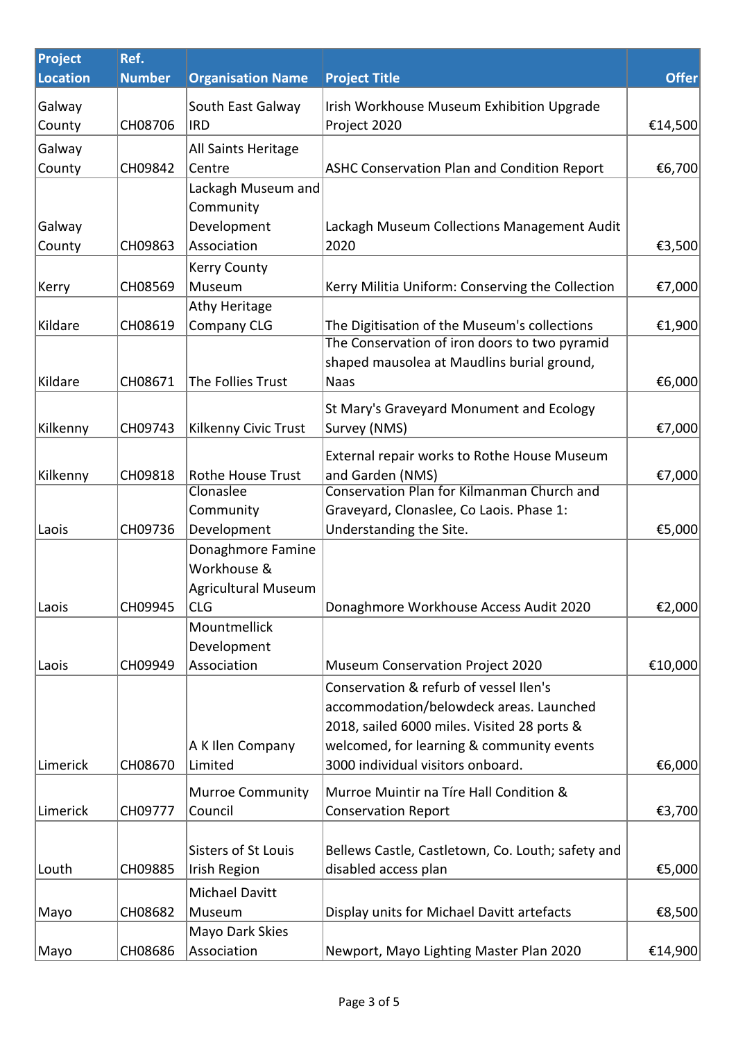| Project Location | Ref. Number | Organisation Name | Project Title | Offer |
|---|---|---|---|---|
| Galway County | CH08706 | South East Galway IRD | Irish Workhouse Museum Exhibition Upgrade Project 2020 | €14,500 |
| Galway County | CH09842 | All Saints Heritage Centre | ASHC Conservation Plan and Condition Report | €6,700 |
| Galway County | CH09863 | Lackagh Museum and Community Development Association | Lackagh Museum Collections Management Audit 2020 | €3,500 |
| Kerry | CH08569 | Kerry County Museum | Kerry Militia Uniform: Conserving the Collection | €7,000 |
| Kildare | CH08619 | Athy Heritage Company CLG | The Digitisation of the Museum's collections | €1,900 |
| Kildare | CH08671 | The Follies Trust | The Conservation of iron doors to two pyramid shaped mausolea at Maudlins burial ground, Naas | €6,000 |
| Kilkenny | CH09743 | Kilkenny Civic Trust | St Mary's Graveyard Monument and Ecology Survey (NMS) | €7,000 |
| Kilkenny | CH09818 | Rothe House Trust | External repair works to Rothe House Museum and Garden (NMS) | €7,000 |
| Laois | CH09736 | Clonaslee Community Development | Conservation Plan for Kilmanman Church and Graveyard, Clonaslee, Co Laois. Phase 1: Understanding the Site. | €5,000 |
| Laois | CH09945 | Donaghmore Famine Workhouse & Agricultural Museum CLG | Donaghmore Workhouse Access Audit 2020 | €2,000 |
| Laois | CH09949 | Mountmellick Development Association | Museum Conservation Project 2020 | €10,000 |
| Limerick | CH08670 | A K Ilen Company Limited | Conservation & refurb of vessel Ilen's accommodation/belowdeck areas. Launched 2018, sailed 6000 miles. Visited 28 ports & welcomed, for learning & community events 3000 individual visitors onboard. | €6,000 |
| Limerick | CH09777 | Murroe Community Council | Murroe Muintir na Tíre Hall Condition & Conservation Report | €3,700 |
| Louth | CH09885 | Sisters of St Louis Irish Region | Bellews Castle, Castletown, Co. Louth; safety and disabled access plan | €5,000 |
| Mayo | CH08682 | Michael Davitt Museum | Display units for Michael Davitt artefacts | €8,500 |
| Mayo | CH08686 | Mayo Dark Skies Association | Newport, Mayo Lighting Master Plan 2020 | €14,900 |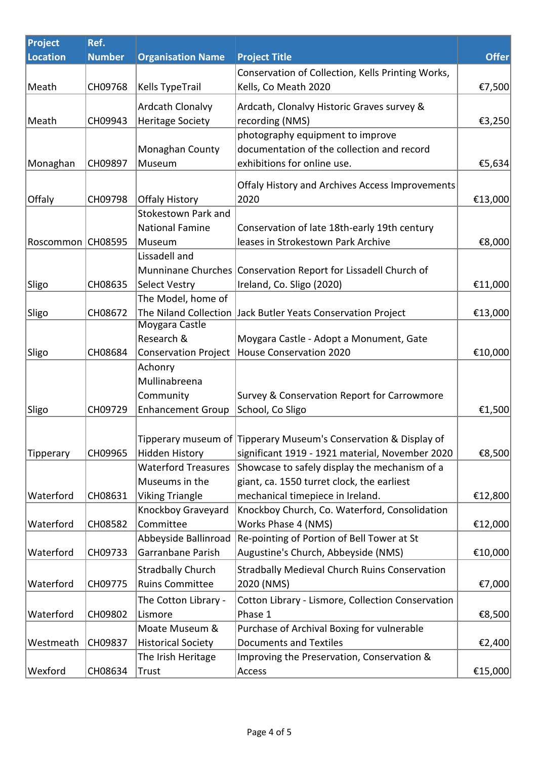| Project Location | Ref. Number | Organisation Name | Project Title | Offer |
|---|---|---|---|---|
| Meath | CH09768 | Kells TypeTrail | Conservation of Collection, Kells Printing Works, Kells, Co Meath 2020 | €7,500 |
| Meath | CH09943 | Ardcath Clonalvy Heritage Society | Ardcath, Clonalvy Historic Graves survey & recording (NMS) | €3,250 |
| Monaghan | CH09897 | Monaghan County Museum | photography equipment to improve documentation of the collection and record exhibitions for online use. | €5,634 |
| Offaly | CH09798 | Offaly History | Offaly History and Archives Access Improvements 2020 | €13,000 |
| Roscommon | CH08595 | Stokestown Park and National Famine Museum | Conservation of late 18th-early 19th century leases in Strokestown Park Archive | €8,000 |
| Sligo | CH08635 | Lissadell and Munninane Churches Select Vestry | Conservation Report for Lissadell Church of Ireland, Co. Sligo (2020) | €11,000 |
| Sligo | CH08672 | The Model, home of The Niland Collection | Jack Butler Yeats Conservation Project | €13,000 |
| Sligo | CH08684 | Moygara Castle Research & Conservation Project | Moygara Castle - Adopt a Monument, Gate House Conservation 2020 | €10,000 |
| Sligo | CH09729 | Achonry Mullinabreena Community Enhancement Group | Survey & Conservation Report for Carrowmore School, Co Sligo | €1,500 |
| Tipperary | CH09965 | Tipperary museum of Hidden History | Tipperary Museum's Conservation & Display of significant 1919 - 1921 material, November 2020 | €8,500 |
| Waterford | CH08631 | Waterford Treasures Museums in the Viking Triangle | Showcase to safely display the mechanism of a giant, ca. 1550 turret clock, the earliest mechanical timepiece in Ireland. | €12,800 |
| Waterford | CH08582 | Knockboy Graveyard Committee | Knockboy Church, Co. Waterford, Consolidation Works Phase 4 (NMS) | €12,000 |
| Waterford | CH09733 | Abbeyside Ballinroad Garranbane Parish | Re-pointing of Portion of Bell Tower at St Augustine's Church, Abbeyside (NMS) | €10,000 |
| Waterford | CH09775 | Stradbally Church Ruins Committee | Stradbally Medieval Church Ruins Conservation 2020 (NMS) | €7,000 |
| Waterford | CH09802 | The Cotton Library - Lismore | Cotton Library - Lismore, Collection Conservation Phase 1 | €8,500 |
| Westmeath | CH09837 | Moate Museum & Historical Society | Purchase of Archival Boxing for vulnerable Documents and Textiles | €2,400 |
| Wexford | CH08634 | The Irish Heritage Trust | Improving the Preservation, Conservation & Access | €15,000 |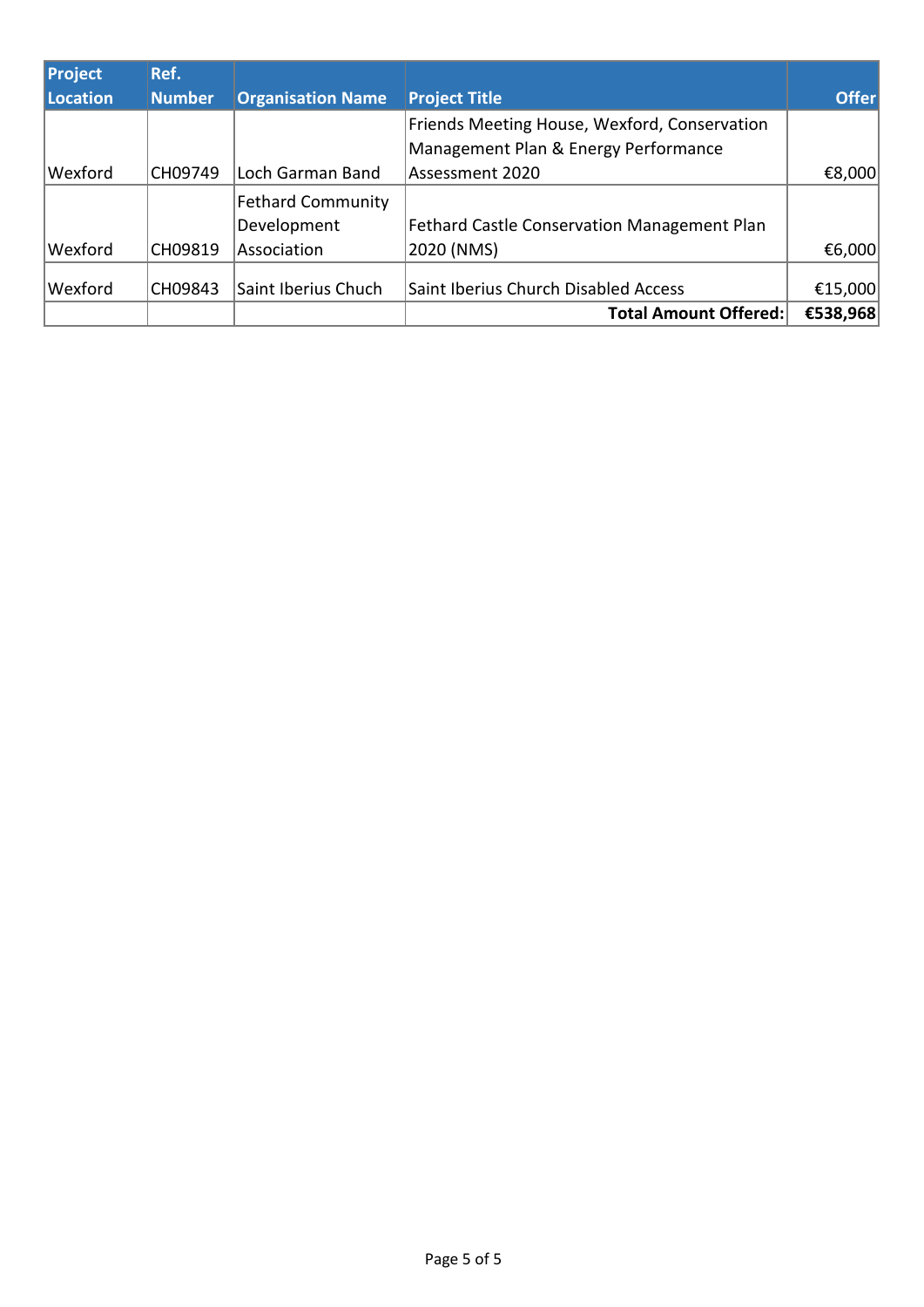| Project Location | Ref. Number | Organisation Name | Project Title | Offer |
|---|---|---|---|---|
| Wexford | CH09749 | Loch Garman Band | Friends Meeting House, Wexford, Conservation Management Plan & Energy Performance Assessment 2020 | €8,000 |
| Wexford | CH09819 | Fethard Community Development Association | Fethard Castle Conservation Management Plan 2020 (NMS) | €6,000 |
| Wexford | CH09843 | Saint Iberius Chuch | Saint Iberius Church Disabled Access | €15,000 |
| | | | **Total Amount Offered:** | **€538,968** |